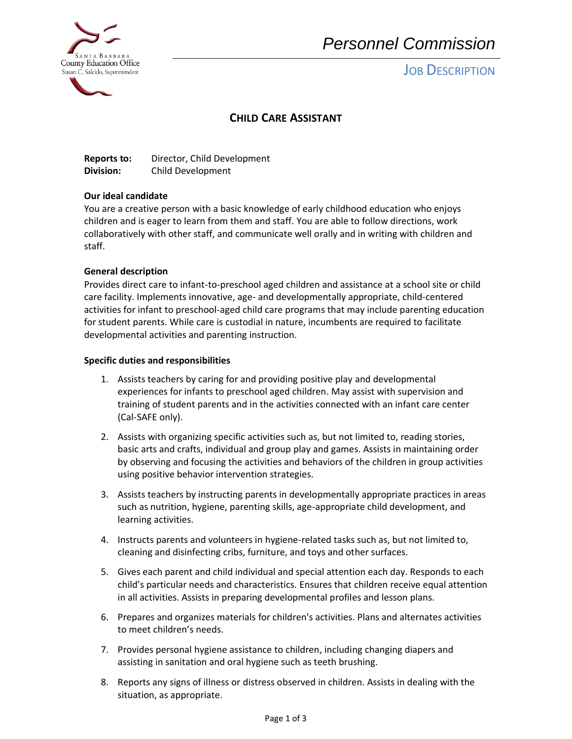Santa Barbara County Education Office
Susan C. Salcido, Superintendent

*Personnel Commission*

JOB DESCRIPTION

# CHILD CARE ASSISTANT

**Reports to:** Director, Child Development
**Division:** Child Development

**Our ideal candidate**

You are a creative person with a basic knowledge of early childhood education who enjoys children and is eager to learn from them and staff. You are able to follow directions, work collaboratively with other staff, and communicate well orally and in writing with children and staff.

**General description**

Provides direct care to infant-to-preschool aged children and assistance at a school site or child care facility. Implements innovative, age- and developmentally appropriate, child-centered activities for infant to preschool-aged child care programs that may include parenting education for student parents. While care is custodial in nature, incumbents are required to facilitate developmental activities and parenting instruction.

**Specific duties and responsibilities**

1. Assists teachers by caring for and providing positive play and developmental experiences for infants to preschool aged children. May assist with supervision and training of student parents and in the activities connected with an infant care center (Cal-SAFE only).

2. Assists with organizing specific activities such as, but not limited to, reading stories, basic arts and crafts, individual and group play and games. Assists in maintaining order by observing and focusing the activities and behaviors of the children in group activities using positive behavior intervention strategies.

3. Assists teachers by instructing parents in developmentally appropriate practices in areas such as nutrition, hygiene, parenting skills, age-appropriate child development, and learning activities.

4. Instructs parents and volunteers in hygiene-related tasks such as, but not limited to, cleaning and disinfecting cribs, furniture, and toys and other surfaces.

5. Gives each parent and child individual and special attention each day. Responds to each child's particular needs and characteristics. Ensures that children receive equal attention in all activities. Assists in preparing developmental profiles and lesson plans.

6. Prepares and organizes materials for children's activities. Plans and alternates activities to meet children's needs.

7. Provides personal hygiene assistance to children, including changing diapers and assisting in sanitation and oral hygiene such as teeth brushing.

8. Reports any signs of illness or distress observed in children. Assists in dealing with the situation, as appropriate.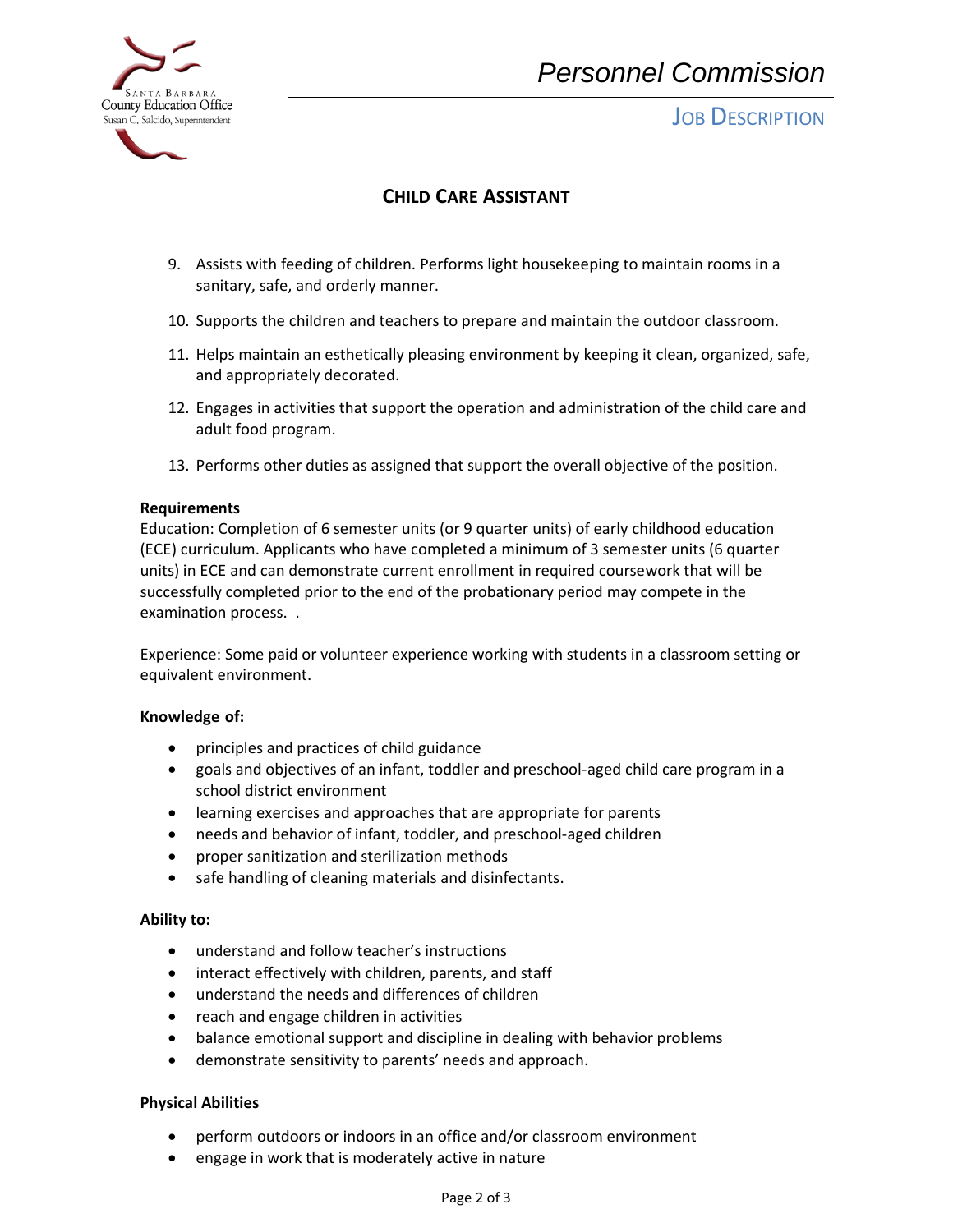9. Assists with feeding of children. Performs light housekeeping to maintain rooms in a sanitary, safe, and orderly manner.

10. Supports the children and teachers to prepare and maintain the outdoor classroom.

11. Helps maintain an esthetically pleasing environment by keeping it clean, organized, safe, and appropriately decorated.

12. Engages in activities that support the operation and administration of the child care and adult food program.

13. Performs other duties as assigned that support the overall objective of the position.

**Requirements**

Education: Completion of 6 semester units (or 9 quarter units) of early childhood education (ECE) curriculum. Applicants who have completed a minimum of 3 semester units (6 quarter units) in ECE and can demonstrate current enrollment in required coursework that will be successfully completed prior to the end of the probationary period may compete in the examination process. .

Experience: Some paid or volunteer experience working with students in a classroom setting or equivalent environment.

**Knowledge of:**

- principles and practices of child guidance
- goals and objectives of an infant, toddler and preschool-aged child care program in a school district environment
- learning exercises and approaches that are appropriate for parents
- needs and behavior of infant, toddler, and preschool-aged children
- proper sanitization and sterilization methods
- safe handling of cleaning materials and disinfectants.

**Ability to:**

- understand and follow teacher's instructions
- interact effectively with children, parents, and staff
- understand the needs and differences of children
- reach and engage children in activities
- balance emotional support and discipline in dealing with behavior problems
- demonstrate sensitivity to parents' needs and approach.

**Physical Abilities**

- perform outdoors or indoors in an office and/or classroom environment
- engage in work that is moderately active in nature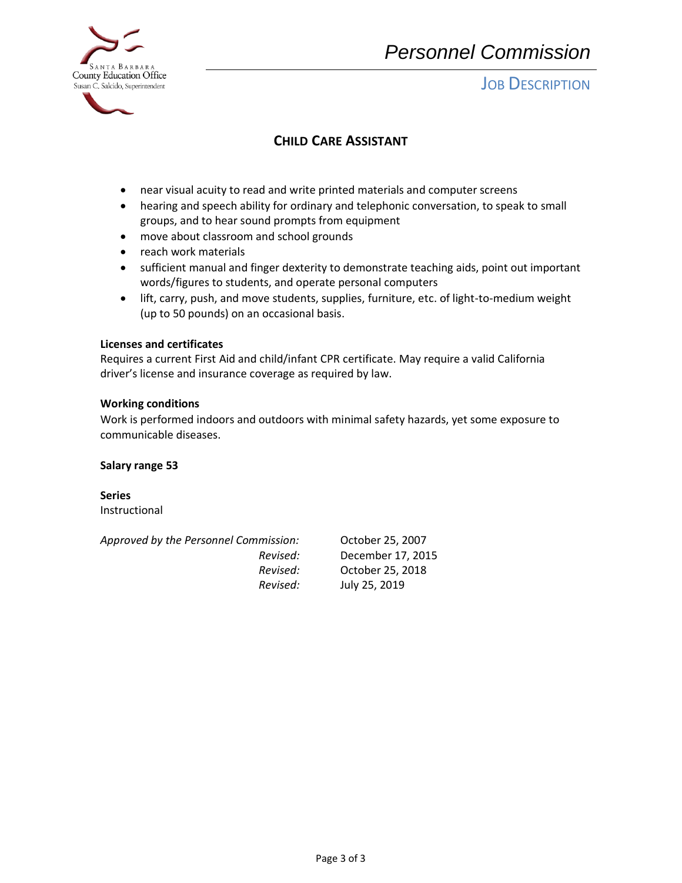## CHILD CARE ASSISTANT

- near visual acuity to read and write printed materials and computer screens
- hearing and speech ability for ordinary and telephonic conversation, to speak to small groups, and to hear sound prompts from equipment
- move about classroom and school grounds
- reach work materials
- sufficient manual and finger dexterity to demonstrate teaching aids, point out important words/figures to students, and operate personal computers
- lift, carry, push, and move students, supplies, furniture, etc. of light-to-medium weight (up to 50 pounds) on an occasional basis.

**Licenses and certificates**

Requires a current First Aid and child/infant CPR certificate. May require a valid California driver's license and insurance coverage as required by law.

**Working conditions**

Work is performed indoors and outdoors with minimal safety hazards, yet some exposure to communicable diseases.

**Salary range 53**

**Series**

Instructional

| | |
|---|---|
| *Approved by the Personnel Commission:* | October 25, 2007 |
| *Revised:* | December 17, 2015 |
| *Revised:* | October 25, 2018 |
| *Revised:* | July 25, 2019 |